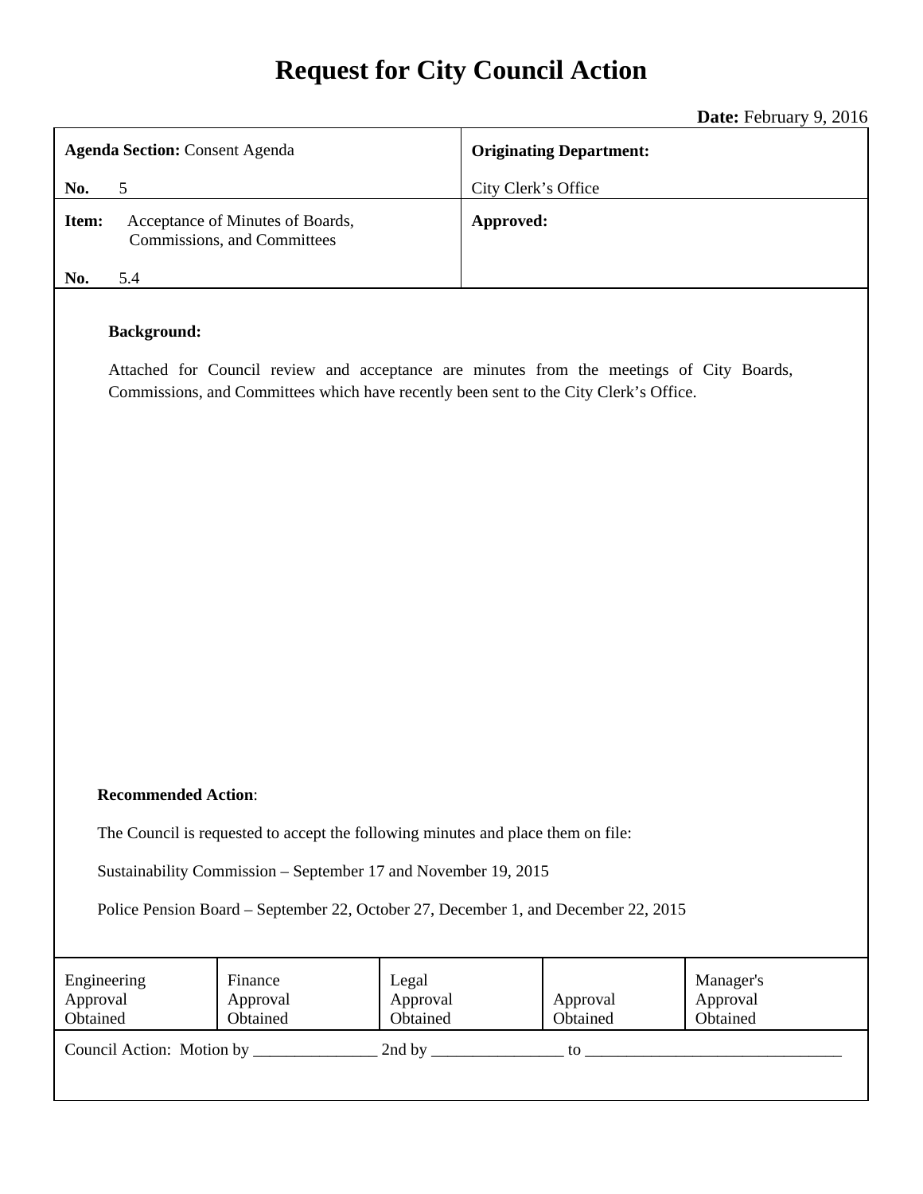# Request for City Council Action

**Date:** February 9, 2016

| **Agenda Section:** Consent Agenda<br><br>**No.** 5 | **Originating Department:**<br><br>City Clerk's Office |
| --- | --- |
| **Item:** Acceptance of Minutes of Boards, Commissions, and Committees<br><br>**No.** 5.4 | **Approved:** |

**Background:**

Attached for Council review and acceptance are minutes from the meetings of City Boards, Commissions, and Committees which have recently been sent to the City Clerk's Office.

**Recommended Action**:

The Council is requested to accept the following minutes and place them on file:

Sustainability Commission – September 17 and November 19, 2015

Police Pension Board – September 22, October 27, December 1, and December 22, 2015

| Engineering Approval Obtained | Finance Approval Obtained | Legal Approval Obtained | Approval Obtained | Manager's Approval Obtained |
| --- | --- | --- | --- | --- |

Council Action: Motion by _______________ 2nd by ________________ to _______________________________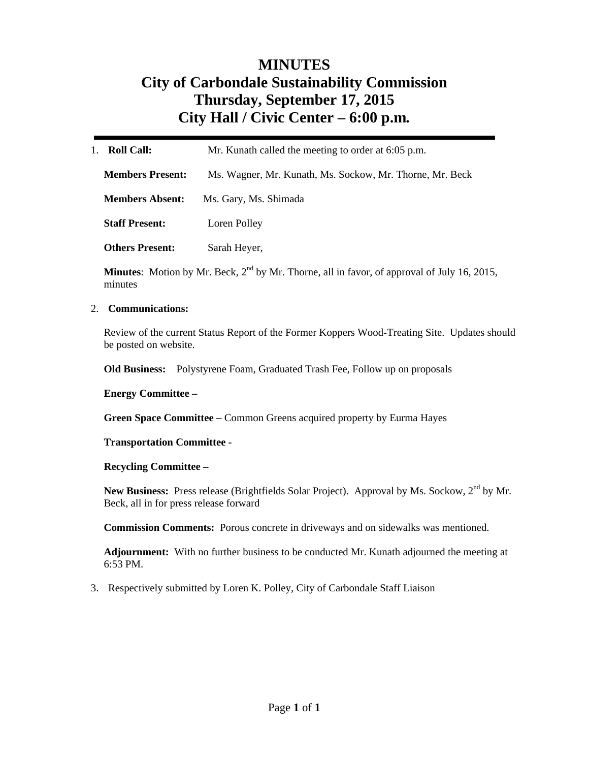# MINUTES
# City of Carbondale Sustainability Commission
# Thursday, September 17, 2015
# City Hall / Civic Center – 6:00 p.m.

---

1. **Roll Call:** Mr. Kunath called the meeting to order at 6:05 p.m.

   **Members Present:** Ms. Wagner, Mr. Kunath, Ms. Sockow, Mr. Thorne, Mr. Beck

   **Members Absent:** Ms. Gary, Ms. Shimada

   **Staff Present:** Loren Polley

   **Others Present:** Sarah Heyer,

   **Minutes**: Motion by Mr. Beck, 2nd by Mr. Thorne, all in favor, of approval of July 16, 2015, minutes

2. **Communications:**

   Review of the current Status Report of the Former Koppers Wood-Treating Site. Updates should be posted on website.

   **Old Business:** Polystyrene Foam, Graduated Trash Fee, Follow up on proposals

   **Energy Committee –**

   **Green Space Committee –** Common Greens acquired property by Eurma Hayes

   **Transportation Committee -**

   **Recycling Committee –**

   **New Business:** Press release (Brightfields Solar Project). Approval by Ms. Sockow, 2nd by Mr. Beck, all in for press release forward

   **Commission Comments:** Porous concrete in driveways and on sidewalks was mentioned.

   **Adjournment:** With no further business to be conducted Mr. Kunath adjourned the meeting at 6:53 PM.

3. Respectively submitted by Loren K. Polley, City of Carbondale Staff Liaison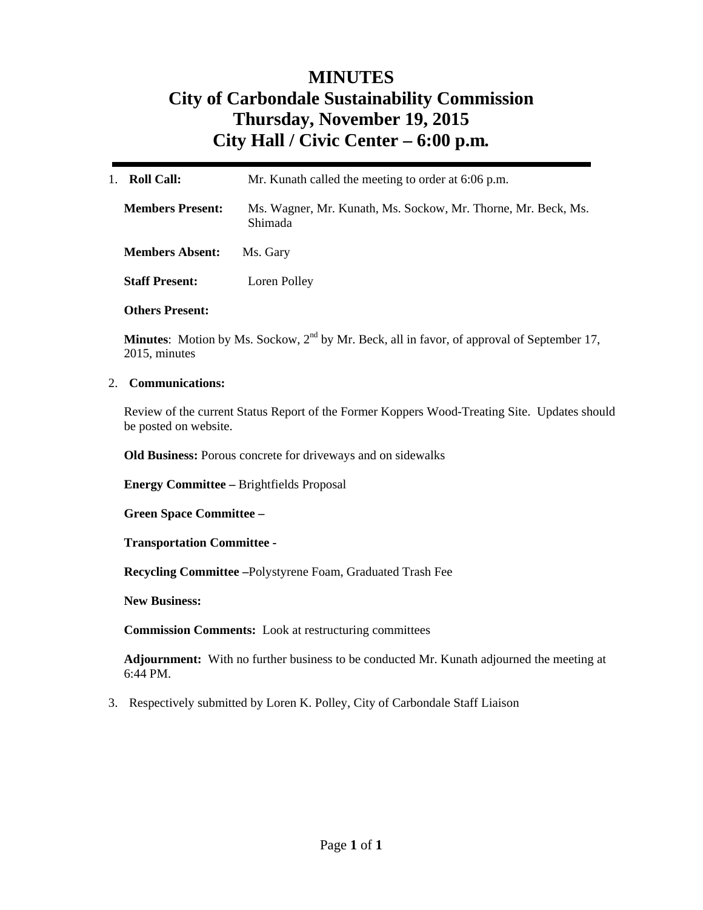# MINUTES
# City of Carbondale Sustainability Commission
# Thursday, November 19, 2015
# City Hall / Civic Center – 6:00 p.m.

---

1. **Roll Call:** Mr. Kunath called the meeting to order at 6:06 p.m.

   **Members Present:** Ms. Wagner, Mr. Kunath, Ms. Sockow, Mr. Thorne, Mr. Beck, Ms. Shimada

   **Members Absent:** Ms. Gary

   **Staff Present:** Loren Polley

   **Others Present:**

   **Minutes**: Motion by Ms. Sockow, 2nd by Mr. Beck, all in favor, of approval of September 17, 2015, minutes

2. **Communications:**

   Review of the current Status Report of the Former Koppers Wood-Treating Site. Updates should be posted on website.

   **Old Business:** Porous concrete for driveways and on sidewalks

   **Energy Committee –** Brightfields Proposal

   **Green Space Committee –**

   **Transportation Committee -**

   **Recycling Committee –**Polystyrene Foam, Graduated Trash Fee

   **New Business:**

   **Commission Comments:** Look at restructuring committees

   **Adjournment:** With no further business to be conducted Mr. Kunath adjourned the meeting at 6:44 PM.

3. Respectively submitted by Loren K. Polley, City of Carbondale Staff Liaison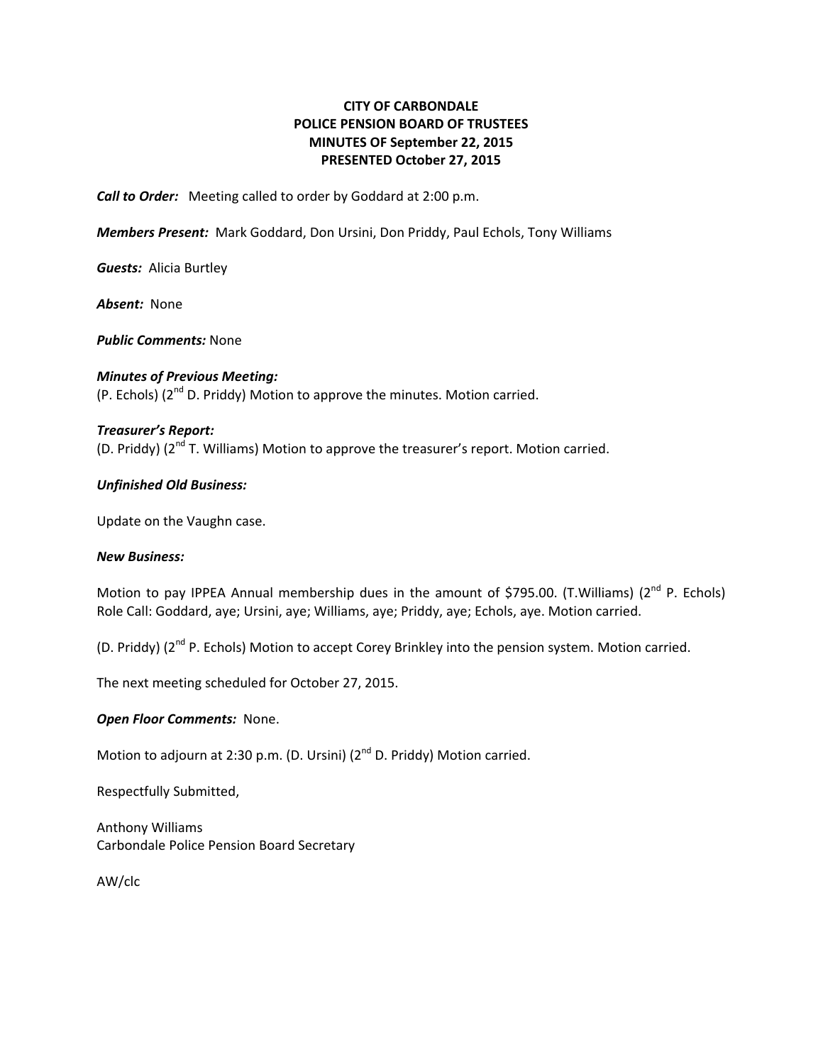**CITY OF CARBONDALE**
**POLICE PENSION BOARD OF TRUSTEES**
**MINUTES OF September 22, 2015**
**PRESENTED October 27, 2015**

***Call to Order:*** Meeting called to order by Goddard at 2:00 p.m.

***Members Present:*** Mark Goddard, Don Ursini, Don Priddy, Paul Echols, Tony Williams

***Guests:*** Alicia Burtley

***Absent:*** None

***Public Comments:*** None

***Minutes of Previous Meeting:***
(P. Echols) (2nd D. Priddy) Motion to approve the minutes. Motion carried.

***Treasurer's Report:***
(D. Priddy) (2nd T. Williams) Motion to approve the treasurer's report. Motion carried.

***Unfinished Old Business:***

Update on the Vaughn case.

***New Business:***

Motion to pay IPPEA Annual membership dues in the amount of $795.00. (T.Williams) (2nd P. Echols) Role Call: Goddard, aye; Ursini, aye; Williams, aye; Priddy, aye; Echols, aye. Motion carried.

(D. Priddy) (2nd P. Echols) Motion to accept Corey Brinkley into the pension system. Motion carried.

The next meeting scheduled for October 27, 2015.

***Open Floor Comments:*** None.

Motion to adjourn at 2:30 p.m. (D. Ursini) (2nd D. Priddy) Motion carried.

Respectfully Submitted,

Anthony Williams
Carbondale Police Pension Board Secretary

AW/clc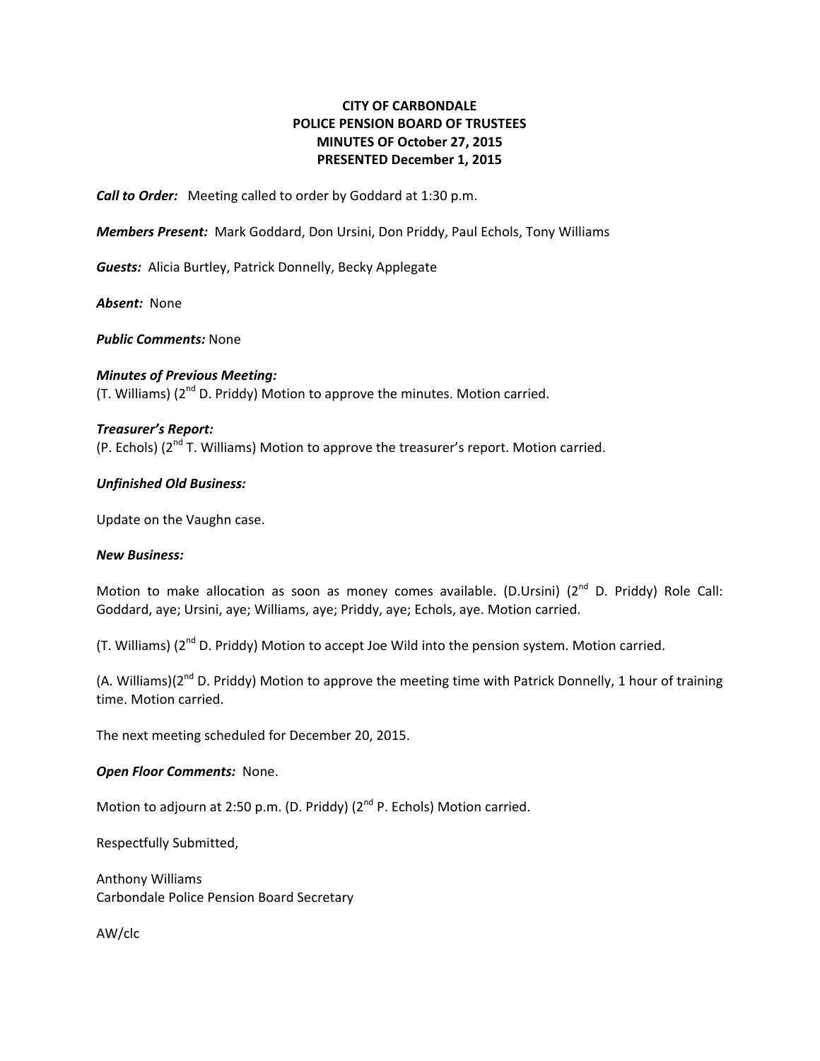**CITY OF CARBONDALE**
**POLICE PENSION BOARD OF TRUSTEES**
**MINUTES OF October 27, 2015**
**PRESENTED December 1, 2015**

***Call to Order:*** Meeting called to order by Goddard at 1:30 p.m.

***Members Present:*** Mark Goddard, Don Ursini, Don Priddy, Paul Echols, Tony Williams

***Guests:*** Alicia Burtley, Patrick Donnelly, Becky Applegate

***Absent:*** None

***Public Comments:*** None

***Minutes of Previous Meeting:***
(T. Williams) (2nd D. Priddy) Motion to approve the minutes. Motion carried.

***Treasurer's Report:***
(P. Echols) (2nd T. Williams) Motion to approve the treasurer's report. Motion carried.

***Unfinished Old Business:***

Update on the Vaughn case.

***New Business:***

Motion to make allocation as soon as money comes available. (D.Ursini) (2nd D. Priddy) Role Call: Goddard, aye; Ursini, aye; Williams, aye; Priddy, aye; Echols, aye. Motion carried.

(T. Williams) (2nd D. Priddy) Motion to accept Joe Wild into the pension system. Motion carried.

(A. Williams)(2nd D. Priddy) Motion to approve the meeting time with Patrick Donnelly, 1 hour of training time. Motion carried.

The next meeting scheduled for December 20, 2015.

***Open Floor Comments:*** None.

Motion to adjourn at 2:50 p.m. (D. Priddy) (2nd P. Echols) Motion carried.

Respectfully Submitted,

Anthony Williams
Carbondale Police Pension Board Secretary

AW/clc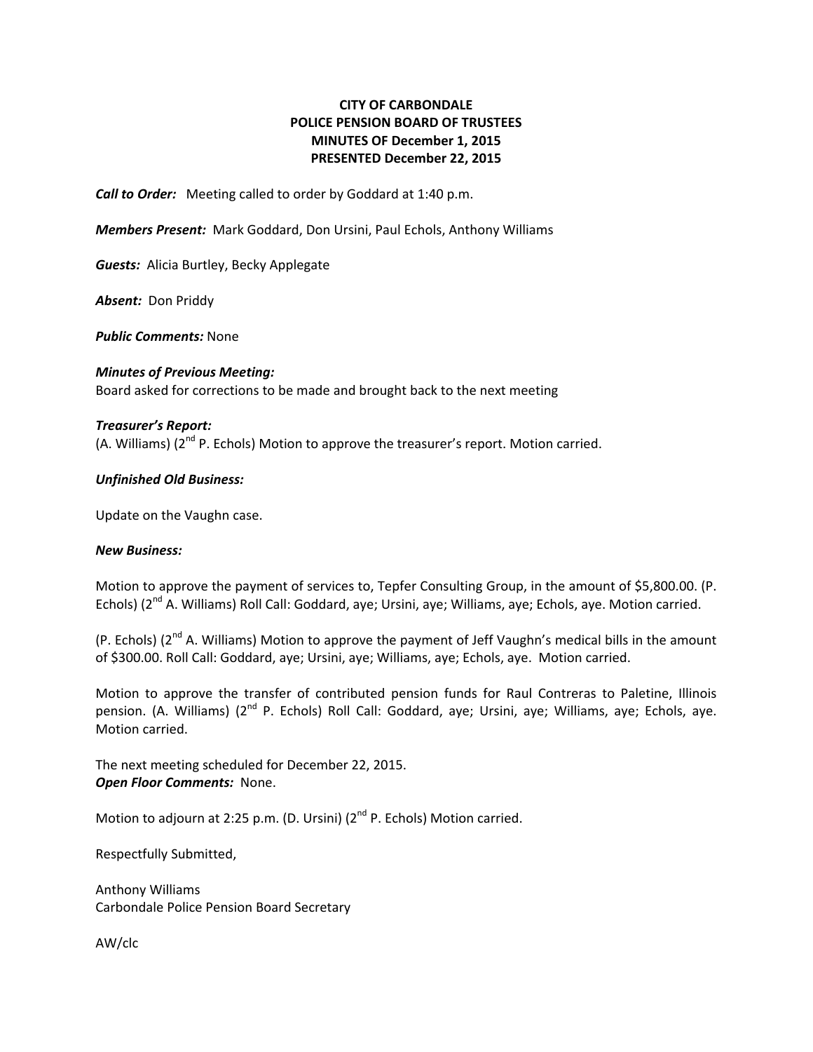**CITY OF CARBONDALE**
**POLICE PENSION BOARD OF TRUSTEES**
**MINUTES OF December 1, 2015**
**PRESENTED December 22, 2015**

***Call to Order:*** Meeting called to order by Goddard at 1:40 p.m.

***Members Present:*** Mark Goddard, Don Ursini, Paul Echols, Anthony Williams

***Guests:*** Alicia Burtley, Becky Applegate

***Absent:*** Don Priddy

***Public Comments:*** None

***Minutes of Previous Meeting:***
Board asked for corrections to be made and brought back to the next meeting

***Treasurer's Report:***
(A. Williams) (2nd P. Echols) Motion to approve the treasurer's report. Motion carried.

***Unfinished Old Business:***

Update on the Vaughn case.

***New Business:***

Motion to approve the payment of services to, Tepfer Consulting Group, in the amount of $5,800.00. (P. Echols) (2nd A. Williams) Roll Call: Goddard, aye; Ursini, aye; Williams, aye; Echols, aye. Motion carried.

(P. Echols) (2nd A. Williams) Motion to approve the payment of Jeff Vaughn's medical bills in the amount of $300.00. Roll Call: Goddard, aye; Ursini, aye; Williams, aye; Echols, aye. Motion carried.

Motion to approve the transfer of contributed pension funds for Raul Contreras to Paletine, Illinois pension. (A. Williams) (2nd P. Echols) Roll Call: Goddard, aye; Ursini, aye; Williams, aye; Echols, aye. Motion carried.

The next meeting scheduled for December 22, 2015.
***Open Floor Comments:*** None.

Motion to adjourn at 2:25 p.m. (D. Ursini) (2nd P. Echols) Motion carried.

Respectfully Submitted,

Anthony Williams
Carbondale Police Pension Board Secretary

AW/clc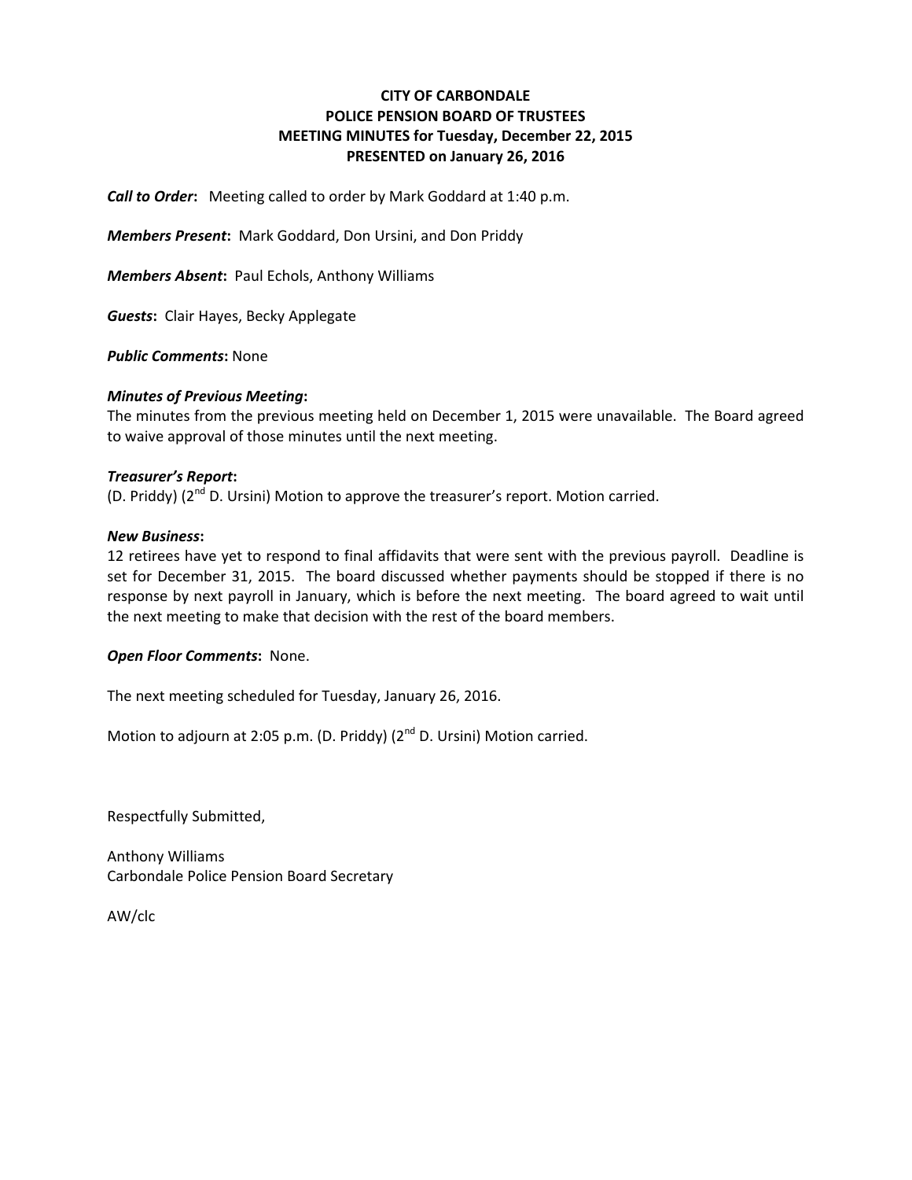**CITY OF CARBONDALE**
**POLICE PENSION BOARD OF TRUSTEES**
**MEETING MINUTES for Tuesday, December 22, 2015**
**PRESENTED on January 26, 2016**

***Call to Order*:** Meeting called to order by Mark Goddard at 1:40 p.m.

***Members Present*:** Mark Goddard, Don Ursini, and Don Priddy

***Members Absent*:** Paul Echols, Anthony Williams

***Guests*:** Clair Hayes, Becky Applegate

***Public Comments*:** None

***Minutes of Previous Meeting*:**
The minutes from the previous meeting held on December 1, 2015 were unavailable. The Board agreed to waive approval of those minutes until the next meeting.

***Treasurer's Report*:**
(D. Priddy) (2nd D. Ursini) Motion to approve the treasurer's report. Motion carried.

***New Business*:**
12 retirees have yet to respond to final affidavits that were sent with the previous payroll. Deadline is set for December 31, 2015. The board discussed whether payments should be stopped if there is no response by next payroll in January, which is before the next meeting. The board agreed to wait until the next meeting to make that decision with the rest of the board members.

***Open Floor Comments*:** None.

The next meeting scheduled for Tuesday, January 26, 2016.

Motion to adjourn at 2:05 p.m. (D. Priddy) (2nd D. Ursini) Motion carried.

Respectfully Submitted,

Anthony Williams
Carbondale Police Pension Board Secretary

AW/clc